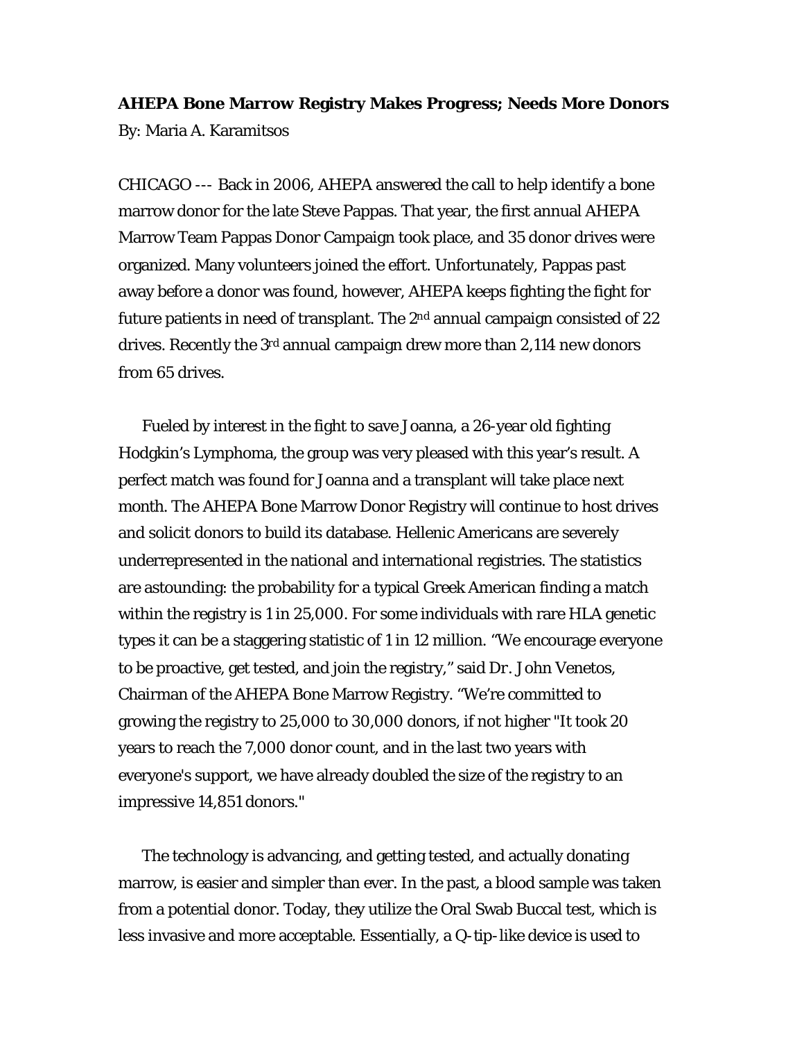**AHEPA Bone Marrow Registry Makes Progress; Needs More Donors**

By: Maria A. Karamitsos

CHICAGO --- Back in 2006, AHEPA answered the call to help identify a bone marrow donor for the late Steve Pappas. That year, the first annual AHEPA Marrow Team Pappas Donor Campaign took place, and 35 donor drives were organized. Many volunteers joined the effort. Unfortunately, Pappas past away before a donor was found, however, AHEPA keeps fighting the fight for future patients in need of transplant. The 2nd annual campaign consisted of 22 drives. Recently the 3rd annual campaign drew more than 2,114 new donors from 65 drives.

Fueled by interest in the fight to save Joanna, a 26-year old fighting Hodgkin's Lymphoma, the group was very pleased with this year's result. A perfect match was found for Joanna and a transplant will take place next month. The AHEPA Bone Marrow Donor Registry will continue to host drives and solicit donors to build its database. Hellenic Americans are severely underrepresented in the national and international registries. The statistics are astounding: the probability for a typical Greek American finding a match within the registry is 1 in 25,000. For some individuals with rare HLA genetic types it can be a staggering statistic of 1 in 12 million. "We encourage everyone to be proactive, get tested, and join the registry," said Dr. John Venetos, Chairman of the AHEPA Bone Marrow Registry. "We're committed to growing the registry to 25,000 to 30,000 donors, if not higher "It took 20 years to reach the 7,000 donor count, and in the last two years with everyone's support, we have already doubled the size of the registry to an impressive 14,851 donors."

The technology is advancing, and getting tested, and actually donating marrow, is easier and simpler than ever. In the past, a blood sample was taken from a potential donor. Today, they utilize the Oral Swab Buccal test, which is less invasive and more acceptable. Essentially, a Q-tip-like device is used to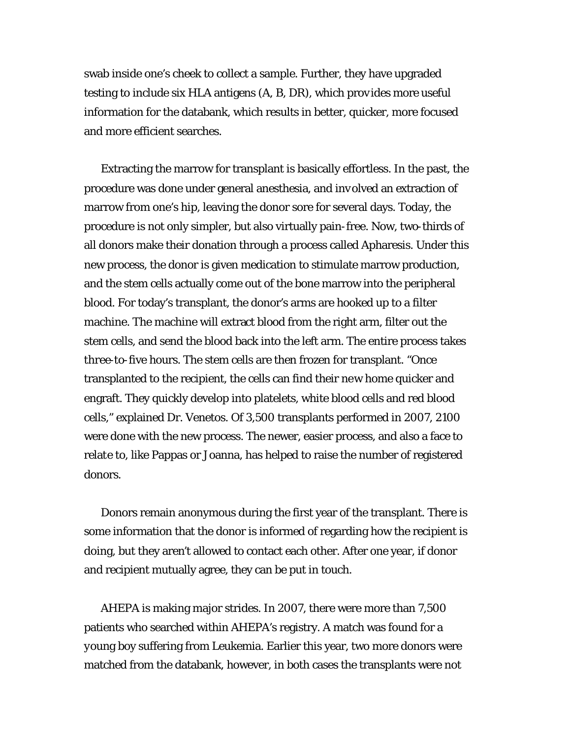swab inside one's cheek to collect a sample. Further, they have upgraded testing to include six HLA antigens (A, B, DR), which provides more useful information for the databank, which results in better, quicker, more focused and more efficient searches.

Extracting the marrow for transplant is basically effortless. In the past, the procedure was done under general anesthesia, and involved an extraction of marrow from one's hip, leaving the donor sore for several days. Today, the procedure is not only simpler, but also virtually pain-free. Now, two-thirds of all donors make their donation through a process called Apharesis. Under this new process, the donor is given medication to stimulate marrow production, and the stem cells actually come out of the bone marrow into the peripheral blood. For today's transplant, the donor's arms are hooked up to a filter machine. The machine will extract blood from the right arm, filter out the stem cells, and send the blood back into the left arm. The entire process takes three-to-five hours. The stem cells are then frozen for transplant. "Once transplanted to the recipient, the cells can find their new home quicker and engraft. They quickly develop into platelets, white blood cells and red blood cells," explained Dr. Venetos. Of 3,500 transplants performed in 2007, 2100 were done with the new process. The newer, easier process, and also a face to relate to, like Pappas or Joanna, has helped to raise the number of registered donors.

Donors remain anonymous during the first year of the transplant. There is some information that the donor is informed of regarding how the recipient is doing, but they aren't allowed to contact each other. After one year, if donor and recipient mutually agree, they can be put in touch.

AHEPA is making major strides. In 2007, there were more than 7,500 patients who searched within AHEPA's registry. A match was found for a young boy suffering from Leukemia. Earlier this year, two more donors were matched from the databank, however, in both cases the transplants were not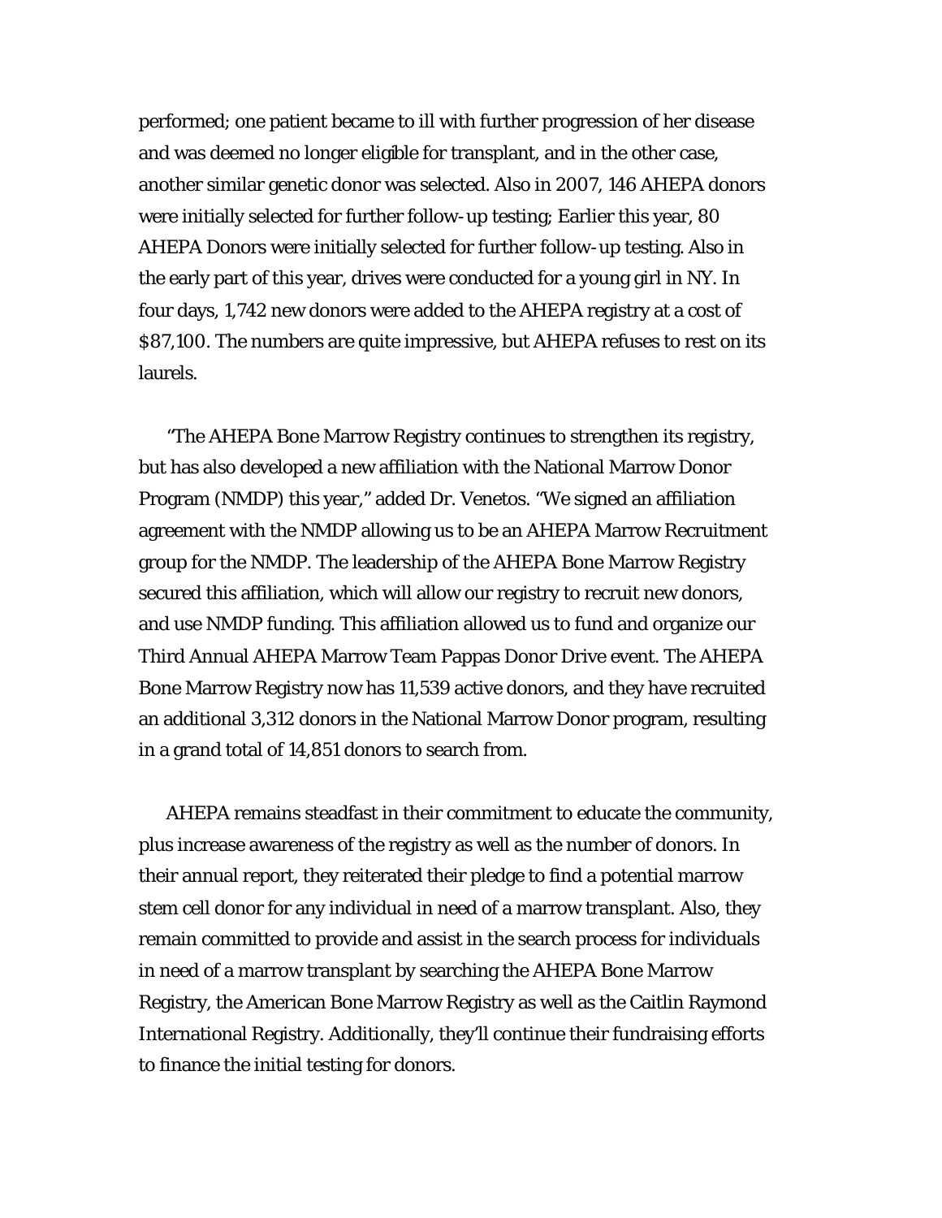performed; one patient became to ill with further progression of her disease and was deemed no longer eligible for transplant, and in the other case, another similar genetic donor was selected. Also in 2007, 146 AHEPA donors were initially selected for further follow-up testing; Earlier this year, 80 AHEPA Donors were initially selected for further follow-up testing. Also in the early part of this year, drives were conducted for a young girl in NY. In four days, 1,742 new donors were added to the AHEPA registry at a cost of $87,100. The numbers are quite impressive, but AHEPA refuses to rest on its laurels.

"The AHEPA Bone Marrow Registry continues to strengthen its registry, but has also developed a new affiliation with the National Marrow Donor Program (NMDP) this year," added Dr. Venetos. "We signed an affiliation agreement with the NMDP allowing us to be an AHEPA Marrow Recruitment group for the NMDP. The leadership of the AHEPA Bone Marrow Registry secured this affiliation, which will allow our registry to recruit new donors, and use NMDP funding. This affiliation allowed us to fund and organize our Third Annual AHEPA Marrow Team Pappas Donor Drive event. The AHEPA Bone Marrow Registry now has 11,539 active donors, and they have recruited an additional 3,312 donors in the National Marrow Donor program, resulting in a grand total of 14,851 donors to search from.

AHEPA remains steadfast in their commitment to educate the community, plus increase awareness of the registry as well as the number of donors. In their annual report, they reiterated their pledge to find a potential marrow stem cell donor for any individual in need of a marrow transplant. Also, they remain committed to provide and assist in the search process for individuals in need of a marrow transplant by searching the AHEPA Bone Marrow Registry, the American Bone Marrow Registry as well as the Caitlin Raymond International Registry. Additionally, they'll continue their fundraising efforts to finance the initial testing for donors.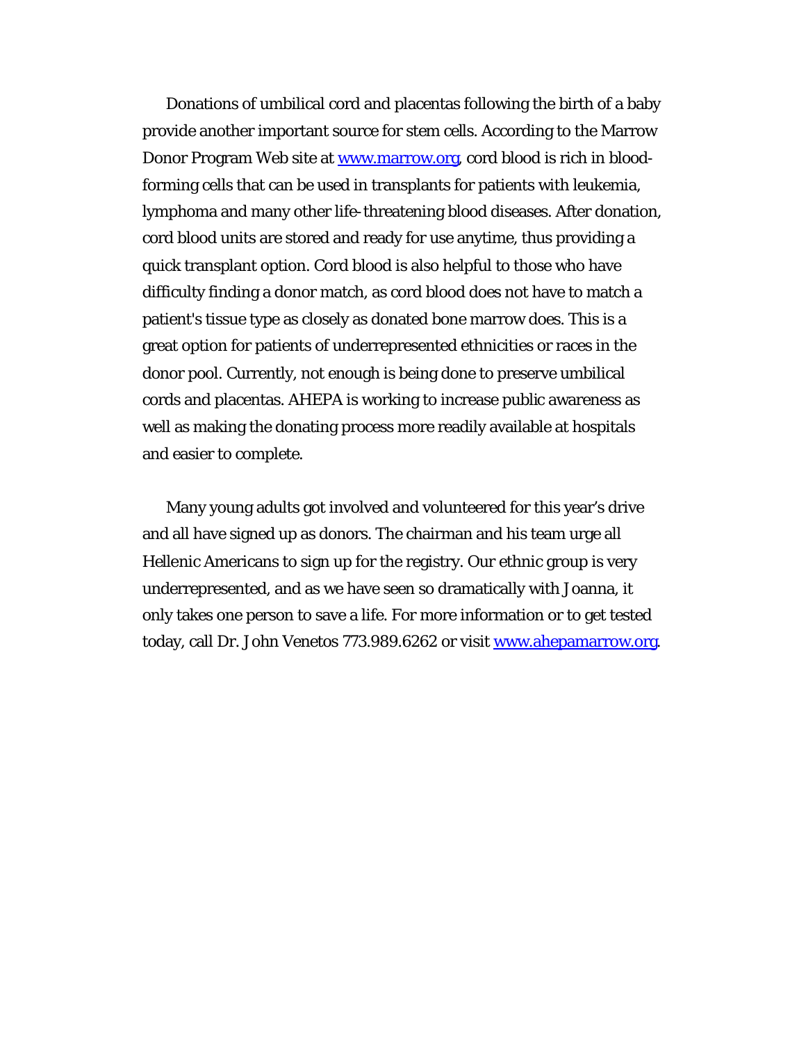Donations of umbilical cord and placentas following the birth of a baby provide another important source for stem cells. According to the Marrow Donor Program Web site at www.marrow.org, cord blood is rich in blood-forming cells that can be used in transplants for patients with leukemia, lymphoma and many other life-threatening blood diseases. After donation, cord blood units are stored and ready for use anytime, thus providing a quick transplant option. Cord blood is also helpful to those who have difficulty finding a donor match, as cord blood does not have to match a patient's tissue type as closely as donated bone marrow does. This is a great option for patients of underrepresented ethnicities or races in the donor pool. Currently, not enough is being done to preserve umbilical cords and placentas. AHEPA is working to increase public awareness as well as making the donating process more readily available at hospitals and easier to complete.

Many young adults got involved and volunteered for this year's drive and all have signed up as donors. The chairman and his team urge all Hellenic Americans to sign up for the registry. Our ethnic group is very underrepresented, and as we have seen so dramatically with Joanna, it only takes one person to save a life. For more information or to get tested today, call Dr. John Venetos 773.989.6262 or visit www.ahepamarrow.org.